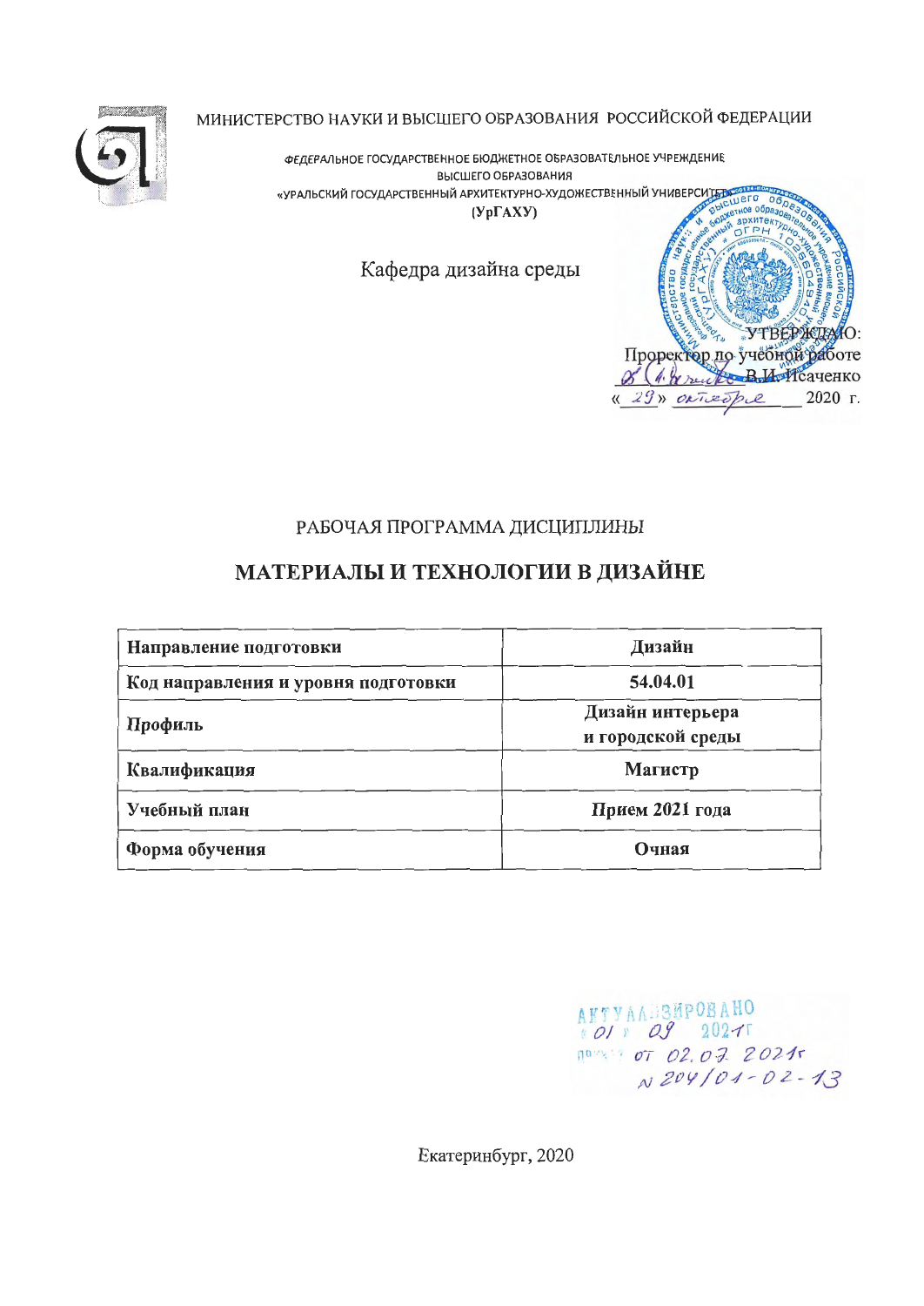МИНИСТЕРСТВО НАУКИ И ВЫСШЕГО ОБРАЗОВАНИЯ РОССИЙСКОЙ ФЕДЕРАЦИИ

ФЕДЕРАЛЬНОЕ ГОСУДАРСТВЕННОЕ БЮДЖЕТНОЕ ОБРАЗОВАТЕЛЬНОЕ УЧРЕЖДЕНИЕ
ВЫСШЕГО ОБРАЗОВАНИЯ
«УРАЛЬСКИЙ ГОСУДАРСТВЕННЫЙ АРХИТЕКТУРНО-ХУДОЖЕСТВЕННЫЙ УНИВЕРСИТЕТ»
(УрГАХУ)

Кафедра дизайна среды

УТВЕРЖДАЮ:
Проректор по учебной работе
_________ В.И. Исаченко
« 29 » октября 2020 г.

РАБОЧАЯ ПРОГРАММА ДИСЦИПЛИНЫ

# МАТЕРИАЛЫ И ТЕХНОЛОГИИ В ДИЗАЙНЕ

| | |
|---|---|
| **Направление подготовки** | **Дизайн** |
| **Код направления и уровня подготовки** | **54.04.01** |
| **Профиль** | **Дизайн интерьера и городской среды** |
| **Квалификация** | **Магистр** |
| **Учебный план** | **Прием 2021 года** |
| **Форма обучения** | **Очная** |

АКТУАЛИЗИРОВАНО
« 01 » 09 2021 г
приказ от 02.07.2021 г
№ 204/01-02-13

Екатеринбург, 2020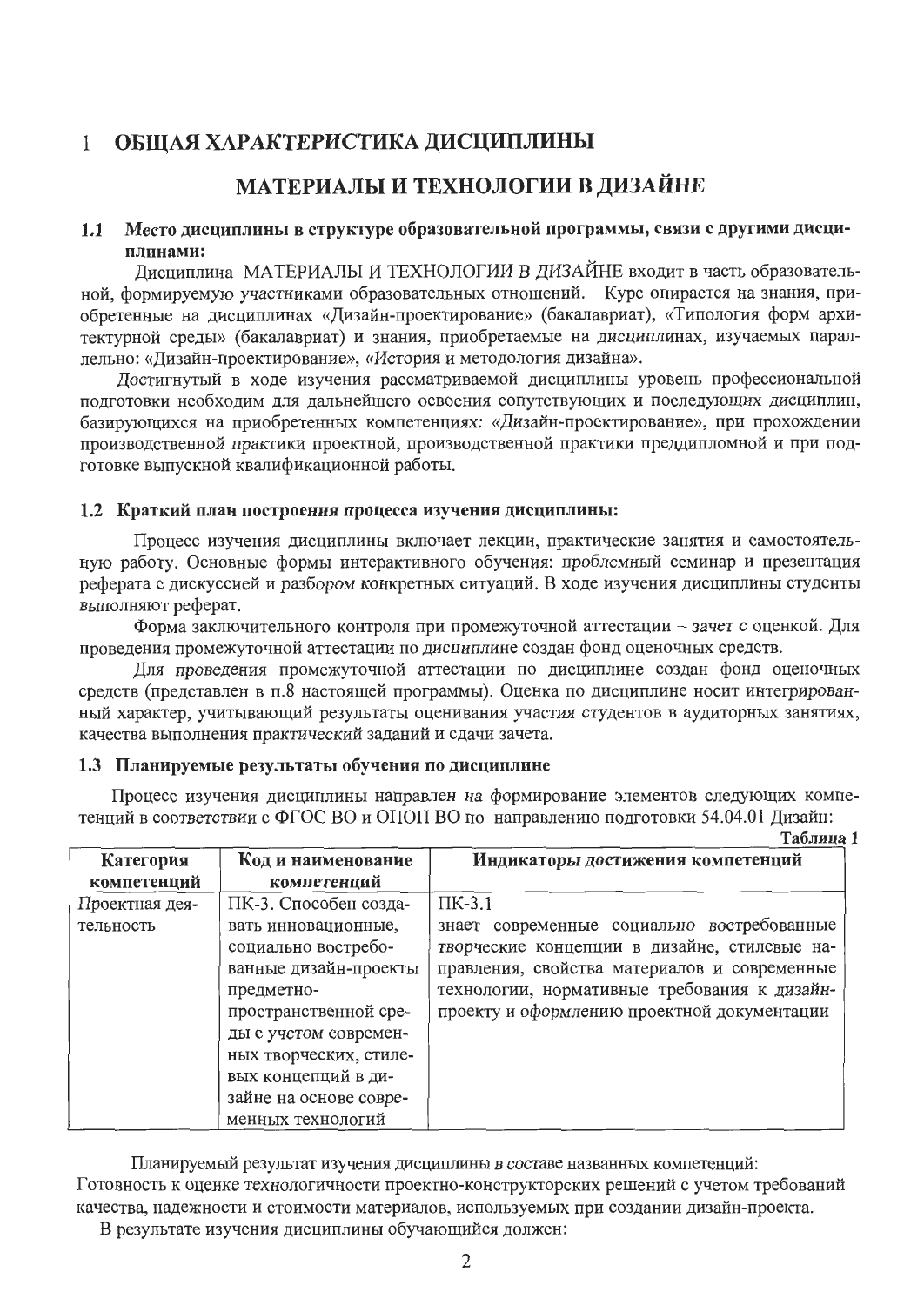# 1 ОБЩАЯ ХАРАКТЕРИСТИКА ДИСЦИПЛИНЫ

# МАТЕРИАЛЫ И ТЕХНОЛОГИИ В ДИЗАЙНЕ

## 1.1 Место дисциплины в структуре образовательной программы, связи с другими дисциплинами:

Дисциплина МАТЕРИАЛЫ И ТЕХНОЛОГИИ В ДИЗАЙНЕ входит в часть образовательной, формируемую участниками образовательных отношений. Курс опирается на знания, приобретенные на дисциплинах «Дизайн-проектирование» (бакалавриат), «Типология форм архитектурной среды» (бакалавриат) и знания, приобретаемые на дисциплинах, изучаемых параллельно: «Дизайн-проектирование», «История и методология дизайна».

Достигнутый в ходе изучения рассматриваемой дисциплины уровень профессиональной подготовки необходим для дальнейшего освоения сопутствующих и последующих дисциплин, базирующихся на приобретенных компетенциях: «Дизайн-проектирование», при прохождении производственной практики проектной, производственной практики преддипломной и при подготовке выпускной квалификационной работы.

## 1.2 Краткий план построения процесса изучения дисциплины:

Процесс изучения дисциплины включает лекции, практические занятия и самостоятельную работу. Основные формы интерактивного обучения: проблемный семинар и презентация реферата с дискуссией и разбором конкретных ситуаций. В ходе изучения дисциплины студенты выполняют реферат.

Форма заключительного контроля при промежуточной аттестации – зачет с оценкой. Для проведения промежуточной аттестации по дисциплине создан фонд оценочных средств.

Для проведения промежуточной аттестации по дисциплине создан фонд оценочных средств (представлен в п.8 настоящей программы). Оценка по дисциплине носит интегрированный характер, учитывающий результаты оценивания участия студентов в аудиторных занятиях, качества выполнения практический заданий и сдачи зачета.

## 1.3 Планируемые результаты обучения по дисциплине

Процесс изучения дисциплины направлен на формирование элементов следующих компетенций в соответствии с ФГОС ВО и ОПОП ВО по направлению подготовки 54.04.01 Дизайн:

Таблица 1

| Категория компетенций | Код и наименование компетенций | Индикаторы достижения компетенций |
|---|---|---|
| Проектная деятельность | ПК-3. Способен создавать инновационные, социально востребованные дизайн-проекты предметно-пространственной среды с учетом современных творческих, стилевых концепций в дизайне на основе современных технологий | ПК-3.1<br>знает современные социально востребованные творческие концепции в дизайне, стилевые направления, свойства материалов и современные технологии, нормативные требования к дизайн-проекту и оформлению проектной документации |

Планируемый результат изучения дисциплины в составе названных компетенций:
Готовность к оценке технологичности проектно-конструкторских решений с учетом требований качества, надежности и стоимости материалов, используемых при создании дизайн-проекта.

В результате изучения дисциплины обучающийся должен: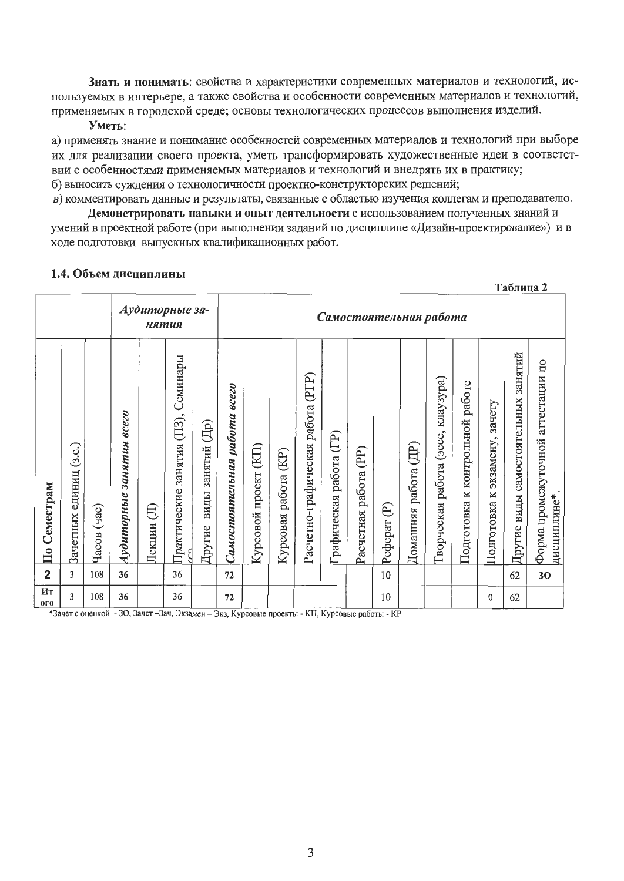**Знать и понимать**: свойства и характеристики современных материалов и технологий, используемых в интерьере, а также свойства и особенности современных материалов и технологий, применяемых в городской среде; основы технологических процессов выполнения изделий.

**Уметь**:

а) применять знание и понимание особенностей современных материалов и технологий при выборе их для реализации своего проекта, уметь трансформировать художественные идеи в соответствии с особенностями применяемых материалов и технологий и внедрять их в практику;

б) выносить суждения о технологичности проектно-конструкторских решений;

в) комментировать данные и результаты, связанные с областью изучения коллегам и преподавателю.

**Демонстрировать навыки и опыт деятельности** с использованием полученных знаний и умений в проектной работе (при выполнении заданий по дисциплине «Дизайн-проектирование») и в ходе подготовки выпускных квалификационных работ.

### 1.4. Объем дисциплины

**Таблица 2**

| | | | *Аудиторные занятия* | | | | *Самостоятельная работа* | | | | | | | | | | | | | |
|---|---|---|---|---|---|---|---|---|---|---|---|---|---|---|---|---|---|---|---|---|
| **По Семестрам** | Зачетных единиц (з.е.) | Часов (час) | *Аудиторные занятия всего* | Лекции (Л) | Практические занятия (ПЗ), Семинары (С) | Другие виды занятий (Др) | *Самостоятельная работа всего* | Курсовой проект (КП) | Курсовая работа (КР) | Расчетно-графическая работа (РГР) | Графическая работа (ГР) | Расчетная работа (РР) | Реферат (Р) | Домашняя работа (ДР) | Творческая работа (эссе, клаузура) | Подготовка к контрольной работе | Подготовка к экзамену, зачету | Другие виды самостоятельных занятий | Форма промежуточной аттестации по дисциплине* |
| **2** | 3 | 108 | 36 | | 36 | | 72 | | | | | | 10 | | | | | 62 | ЗО |
| **Итого** | 3 | 108 | 36 | | 36 | | 72 | | | | | | 10 | | | | 0 | 62 | |

*Зачет с оценкой - ЗО, Зачет –Зач, Экзамен – Экз, Курсовые проекты - КП, Курсовые работы - КР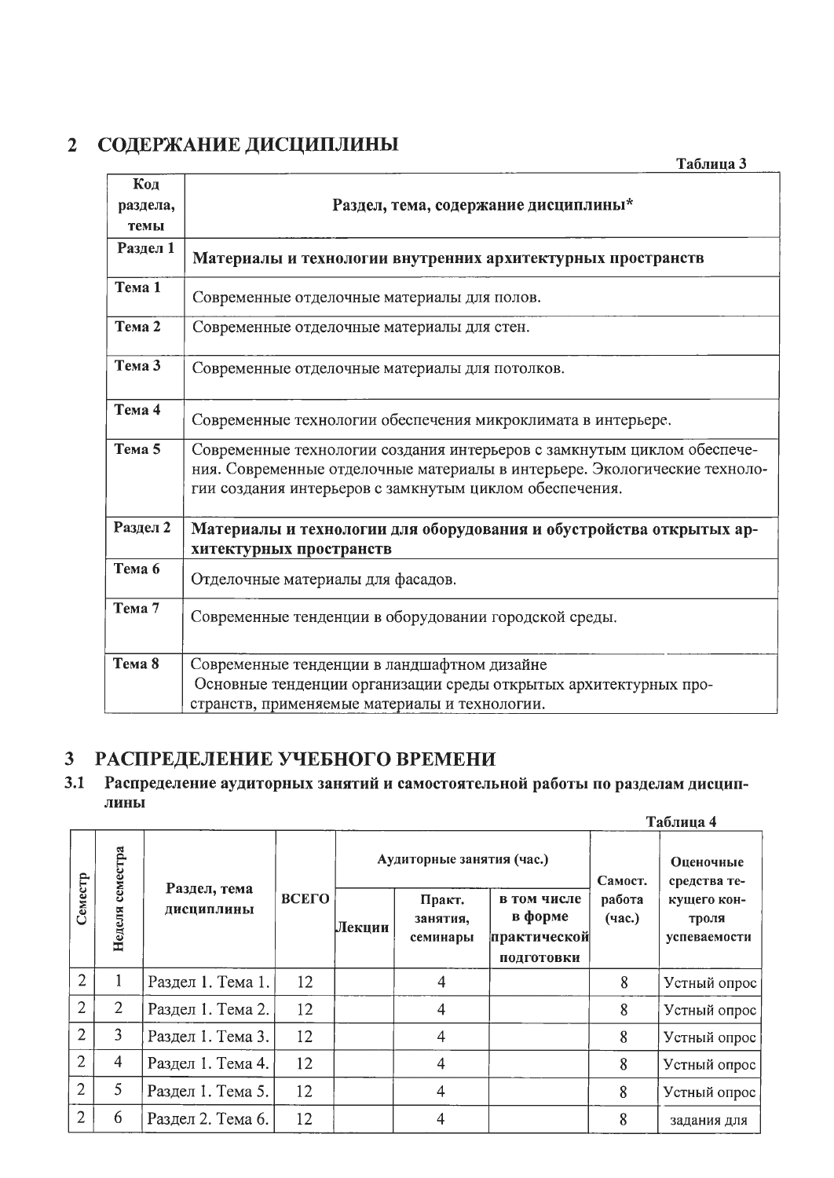## 2 СОДЕРЖАНИЕ ДИСЦИПЛИНЫ

Таблица 3

| Код раздела, темы | Раздел, тема, содержание дисциплины* |
|---|---|
| Раздел 1 | **Материалы и технологии внутренних архитектурных пространств** |
| Тема 1 | Современные отделочные материалы для полов. |
| Тема 2 | Современные отделочные материалы для стен. |
| Тема 3 | Современные отделочные материалы для потолков. |
| Тема 4 | Современные технологии обеспечения микроклимата в интерьере. |
| Тема 5 | Современные технологии создания интерьеров с замкнутым циклом обеспечения. Современные отделочные материалы в интерьере. Экологические технологии создания интерьеров с замкнутым циклом обеспечения. |
| Раздел 2 | **Материалы и технологии для оборудования и обустройства открытых архитектурных пространств** |
| Тема 6 | Отделочные материалы для фасадов. |
| Тема 7 | Современные тенденции в оборудовании городской среды. |
| Тема 8 | Современные тенденции в ландшафтном дизайне<br>Основные тенденции организации среды открытых архитектурных пространств, применяемые материалы и технологии. |

## 3 РАСПРЕДЕЛЕНИЕ УЧЕБНОГО ВРЕМЕНИ

### 3.1 Распределение аудиторных занятий и самостоятельной работы по разделам дисциплины

Таблица 4

| Семестр | Неделя семестра | Раздел, тема дисциплины | ВСЕГО | Аудиторные занятия (час.) | | | Самост. работа (час.) | Оценочные средства текущего контроля успеваемости |
|---|---|---|---|---|---|---|---|---|
| | | | | Лекции | Практ. занятия, семинары | в том числе в форме практической подготовки | | |
| 2 | 1 | Раздел 1. Тема 1. | 12 | | 4 | | 8 | Устный опрос |
| 2 | 2 | Раздел 1. Тема 2. | 12 | | 4 | | 8 | Устный опрос |
| 2 | 3 | Раздел 1. Тема 3. | 12 | | 4 | | 8 | Устный опрос |
| 2 | 4 | Раздел 1. Тема 4. | 12 | | 4 | | 8 | Устный опрос |
| 2 | 5 | Раздел 1. Тема 5. | 12 | | 4 | | 8 | Устный опрос |
| 2 | 6 | Раздел 2. Тема 6. | 12 | | 4 | | 8 | задания для |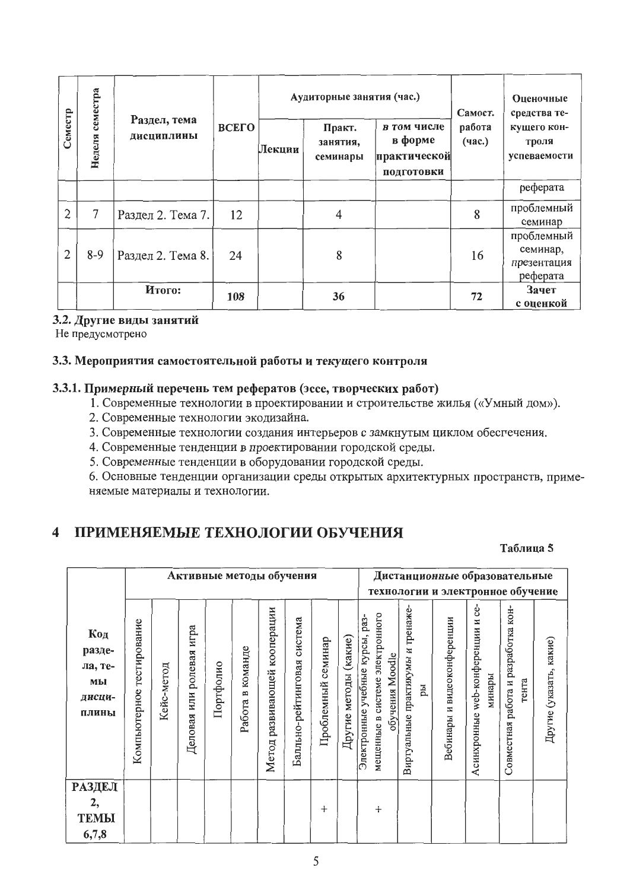| Семестр | Неделя семестра | Раздел, тема дисциплины | ВСЕГО | Аудиторные занятия (час.) | | | Самост. работа (час.) | Оценочные средства текущего контроля успеваемости |
|---|---|---|---|---|---|---|---|---|
| | | | | Лекции | Практ. занятия, семинары | в том числе в форме практической подготовки | | |
| | | | | | | | | реферата |
| 2 | 7 | Раздел 2. Тема 7. | 12 | | 4 | | 8 | проблемный семинар |
| 2 | 8-9 | Раздел 2. Тема 8. | 24 | | 8 | | 16 | проблемный семинар, презентация реферата |
| | | **Итого:** | **108** | | **36** | | **72** | **Зачет с оценкой** |

**3.2. Другие виды занятий**

Не предусмотрено

**3.3. Мероприятия самостоятельной работы и текущего контроля**

**3.3.1. Примерный перечень тем рефератов (эссе, творческих работ)**

1. Современные технологии в проектировании и строительстве жилья («Умный дом»).
2. Современные технологии экодизайна.
3. Современные технологии создания интерьеров с замкнутым циклом обеспечения.
4. Современные тенденции в проектировании городской среды.
5. Современные тенденции в оборудовании городской среды.
6. Основные тенденции организации среды открытых архитектурных пространств, применяемые материалы и технологии.

# 4 ПРИМЕНЯЕМЫЕ ТЕХНОЛОГИИ ОБУЧЕНИЯ

**Таблица 5**

| Код раздела, темы дисциплины | Активные методы обучения | | | | | | | | | Дистанционные образовательные технологии и электронное обучение | | | | | |
|---|---|---|---|---|---|---|---|---|---|---|---|---|---|---|---|
| | Компьютерное тестирование | Кейс-метод | Деловая или ролевая игра | Портфолио | Работа в команде | Метод развивающей кооперации | Балльно-рейтинговая система | Проблемный семинар | Другие методы (какие) | Электронные учебные курсы, размещенные в системе электронного обучения Moodle | Виртуальные практикумы и тренажеры | Вебинары и видеоконференции | Асинхронные web-конференции и семинары | Совместная работа и разработка контента | Другие (указать, какие) |
| **РАЗДЕЛ 2, ТЕМЫ 6,7,8** | | | | | | | | + | | + | | | | | |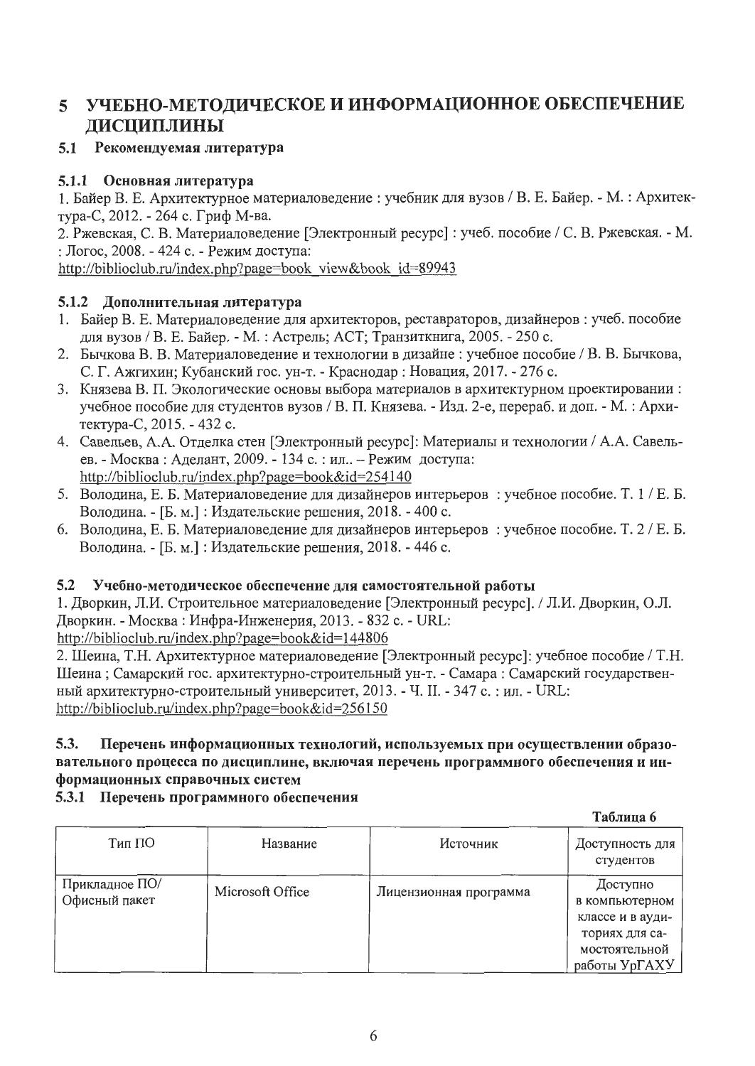# 5 УЧЕБНО-МЕТОДИЧЕСКОЕ И ИНФОРМАЦИОННОЕ ОБЕСПЕЧЕНИЕ ДИСЦИПЛИНЫ

## 5.1 Рекомендуемая литература

### 5.1.1 Основная литература

1. Байер В. Е. Архитектурное материаловедение : учебник для вузов / В. Е. Байер. - М. : Архитектура-С, 2012. - 264 с. Гриф М-ва.
2. Ржевская, С. В. Материаловедение [Электронный ресурс] : учеб. пособие / С. В. Ржевская. - М. : Логос, 2008. - 424 с. - Режим доступа: http://biblioclub.ru/index.php?page=book_view&book_id=89943

### 5.1.2 Дополнительная литература

1. Байер В. Е. Материаловедение для архитекторов, реставраторов, дизайнеров : учеб. пособие для вузов / В. Е. Байер. - М. : Астрель; АСТ; Транзиткнига, 2005. - 250 с.
2. Бычкова В. В. Материаловедение и технологии в дизайне : учебное пособие / В. В. Бычкова, С. Г. Ажгихин; Кубанский гос. ун-т. - Краснодар : Новация, 2017. - 276 с.
3. Князева В. П. Экологические основы выбора материалов в архитектурном проектировании : учебное пособие для студентов вузов / В. П. Князева. - Изд. 2-е, перераб. и доп. - М. : Архитектура-С, 2015. - 432 с.
4. Савельев, А.А. Отделка стен [Электронный ресурс]: Материалы и технологии / А.А. Савельев. - Москва : Аделант, 2009. - 134 с. : ил.. – Режим доступа: http://biblioclub.ru/index.php?page=book&id=254140
5. Володина, Е. Б. Материаловедение для дизайнеров интерьеров : учебное пособие. Т. 1 / Е. Б. Володина. - [Б. м.] : Издательские решения, 2018. - 400 с.
6. Володина, Е. Б. Материаловедение для дизайнеров интерьеров : учебное пособие. Т. 2 / Е. Б. Володина. - [Б. м.] : Издательские решения, 2018. - 446 с.

## 5.2 Учебно-методическое обеспечение для самостоятельной работы

1. Дворкин, Л.И. Строительное материаловедение [Электронный ресурс]. / Л.И. Дворкин, О.Л. Дворкин. - Москва : Инфра-Инженерия, 2013. - 832 с. - URL: http://biblioclub.ru/index.php?page=book&id=144806
2. Шеина, Т.Н. Архитектурное материаловедение [Электронный ресурс]: учебное пособие / Т.Н. Шеина ; Самарский гос. архитектурно-строительный ун-т. - Самара : Самарский государственный архитектурно-строительный университет, 2013. - Ч. II. - 347 с. : ил. - URL: http://biblioclub.ru/index.php?page=book&id=256150

## 5.3. Перечень информационных технологий, используемых при осуществлении образовательного процесса по дисциплине, включая перечень программного обеспечения и информационных справочных систем

### 5.3.1 Перечень программного обеспечения

Таблица 6

| Тип ПО | Название | Источник | Доступность для студентов |
|---|---|---|---|
| Прикладное ПО/ Офисный пакет | Microsoft Office | Лицензионная программа | Доступно в компьютерном классе и в аудиториях для самостоятельной работы УрГАХУ |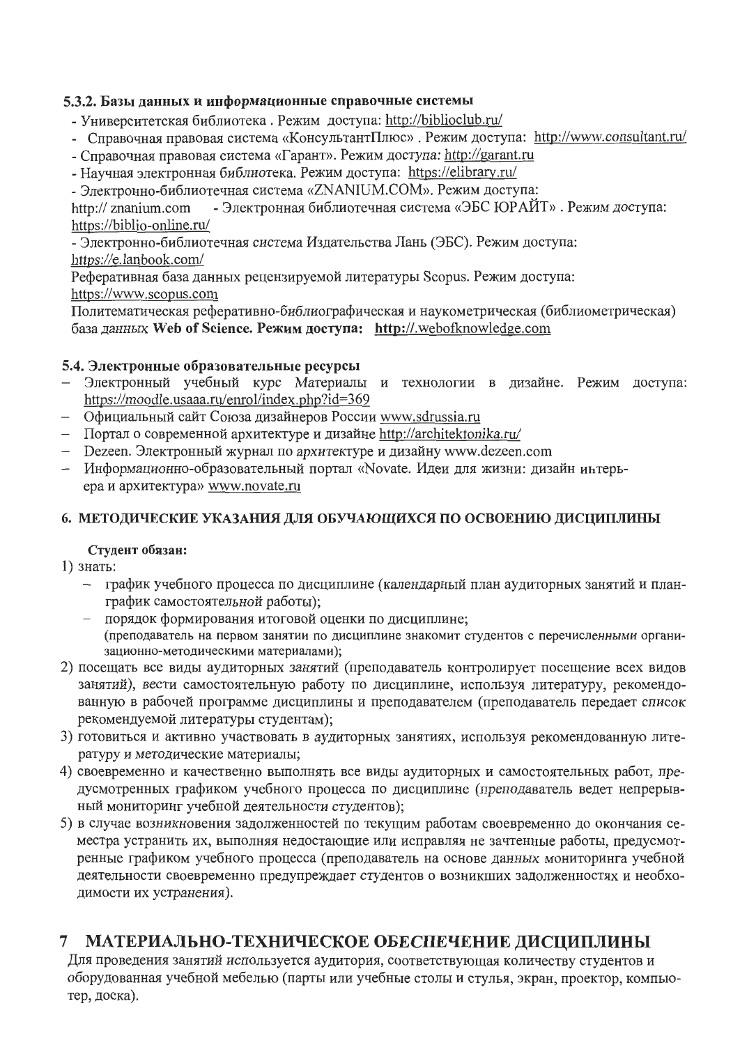### 5.3.2. Базы данных и информационные справочные системы

- Университетская библиотека . Режим доступа: http://biblioclub.ru/
- Справочная правовая система «КонсультантПлюс» . Режим доступа: http://www.consultant.ru/
- Справочная правовая система «Гарант». Режим доступа: http://garant.ru
- Научная электронная библиотека. Режим доступа: https://elibrary.ru/
- Электронно-библиотечная система «ZNANIUM.COM». Режим доступа: http:// znanium.com
- Электронная библиотечная система «ЭБС ЮРАЙТ» . Режим доступа: https://biblio-online.ru/
- Электронно-библиотечная система Издательства Лань (ЭБС). Режим доступа: https://e.lanbook.com/

Реферативная база данных рецензируемой литературы Scopus. Режим доступа: https://www.scopus.com

Политематическая реферативно-библиографическая и наукометрическая (библиометрическая) база данных **Web of Science. Режим доступа: http://.webofknowledge.com**

### 5.4. Электронные образовательные ресурсы

- Электронный учебный курс Материалы и технологии в дизайне. Режим доступа: https://moodle.usaaa.ru/enrol/index.php?id=369
- Официальный сайт Союза дизайнеров России www.sdrussia.ru
- Портал о современной архитектуре и дизайне http://architektonika.ru/
- Dezeen. Электронный журнал по архитектуре и дизайну www.dezeen.com
- Информационно-образовательный портал «Novate. Идеи для жизни: дизайн интерьера и архитектура» www.novate.ru

## 6. МЕТОДИЧЕСКИЕ УКАЗАНИЯ ДЛЯ ОБУЧАЮЩИХСЯ ПО ОСВОЕНИЮ ДИСЦИПЛИНЫ

**Студент обязан:**

1) знать:
   - график учебного процесса по дисциплине (календарный план аудиторных занятий и план-график самостоятельной работы);
   - порядок формирования итоговой оценки по дисциплине;
   
   (преподаватель на первом занятии по дисциплине знакомит студентов с перечисленными организационно-методическими материалами);
2) посещать все виды аудиторных занятий (преподаватель контролирует посещение всех видов занятий), вести самостоятельную работу по дисциплине, используя литературу, рекомендованную в рабочей программе дисциплины и преподавателем (преподаватель передает список рекомендуемой литературы студентам);
3) готовиться и активно участвовать в аудиторных занятиях, используя рекомендованную литературу и методические материалы;
4) своевременно и качественно выполнять все виды аудиторных и самостоятельных работ, предусмотренных графиком учебного процесса по дисциплине (преподаватель ведет непрерывный мониторинг учебной деятельности студентов);
5) в случае возникновения задолженностей по текущим работам своевременно до окончания семестра устранить их, выполняя недостающие или исправляя не зачтенные работы, предусмотренные графиком учебного процесса (преподаватель на основе данных мониторинга учебной деятельности своевременно предупреждает студентов о возникших задолженностях и необходимости их устранения).

## 7 МАТЕРИАЛЬНО-ТЕХНИЧЕСКОЕ ОБЕСПЕЧЕНИЕ ДИСЦИПЛИНЫ

Для проведения занятий используется аудитория, соответствующая количеству студентов и оборудованная учебной мебелью (парты или учебные столы и стулья, экран, проектор, компьютер, доска).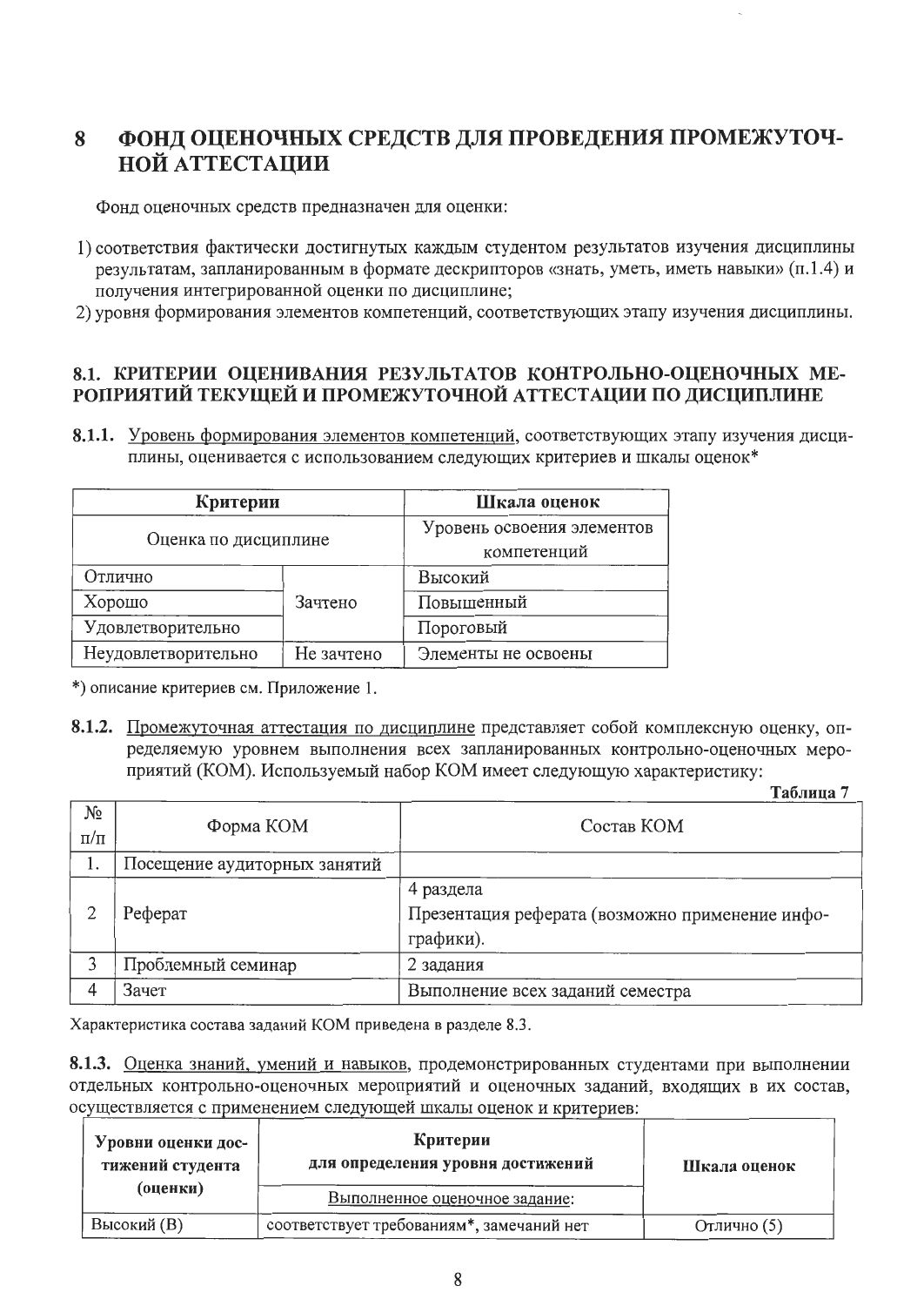# 8 ФОНД ОЦЕНОЧНЫХ СРЕДСТВ ДЛЯ ПРОВЕДЕНИЯ ПРОМЕЖУТОЧНОЙ АТТЕСТАЦИИ

Фонд оценочных средств предназначен для оценки:

1) соответствия фактически достигнутых каждым студентом результатов изучения дисциплины результатам, запланированным в формате дескрипторов «знать, уметь, иметь навыки» (п.1.4) и получения интегрированной оценки по дисциплине;
2) уровня формирования элементов компетенций, соответствующих этапу изучения дисциплины.

## 8.1. КРИТЕРИИ ОЦЕНИВАНИЯ РЕЗУЛЬТАТОВ КОНТРОЛЬНО-ОЦЕНОЧНЫХ МЕРОПРИЯТИЙ ТЕКУЩЕЙ И ПРОМЕЖУТОЧНОЙ АТТЕСТАЦИИ ПО ДИСЦИПЛИНЕ

**8.1.1.** Уровень формирования элементов компетенций, соответствующих этапу изучения дисциплины, оценивается с использованием следующих критериев и шкалы оценок*

| Критерии | | Шкала оценок |
|---|---|---|
| Оценка по дисциплине | | Уровень освоения элементов компетенций |
| Отлично | Зачтено | Высокий |
| Хорошо | | Повышенный |
| Удовлетворительно | | Пороговый |
| Неудовлетворительно | Не зачтено | Элементы не освоены |

*) описание критериев см. Приложение 1.

**8.1.2.** Промежуточная аттестация по дисциплине представляет собой комплексную оценку, определяемую уровнем выполнения всех запланированных контрольно-оценочных мероприятий (КОМ). Используемый набор КОМ имеет следующую характеристику:

**Таблица 7**

| № п/п | Форма КОМ | Состав КОМ |
|---|---|---|
| 1. | Посещение аудиторных занятий | |
| 2 | Реферат | 4 раздела<br>Презентация реферата (возможно применение инфографики). |
| 3 | Проблемный семинар | 2 задания |
| 4 | Зачет | Выполнение всех заданий семестра |

Характеристика состава заданий КОМ приведена в разделе 8.3.

**8.1.3.** Оценка знаний, умений и навыков, продемонстрированных студентами при выполнении отдельных контрольно-оценочных мероприятий и оценочных заданий, входящих в их состав, осуществляется с применением следующей шкалы оценок и критериев:

| Уровни оценки достижений студента (оценки) | Критерии для определения уровня достижений | Шкала оценок |
|---|---|---|
| | Выполненное оценочное задание: | |
| Высокий (В) | соответствует требованиям*, замечаний нет | Отлично (5) |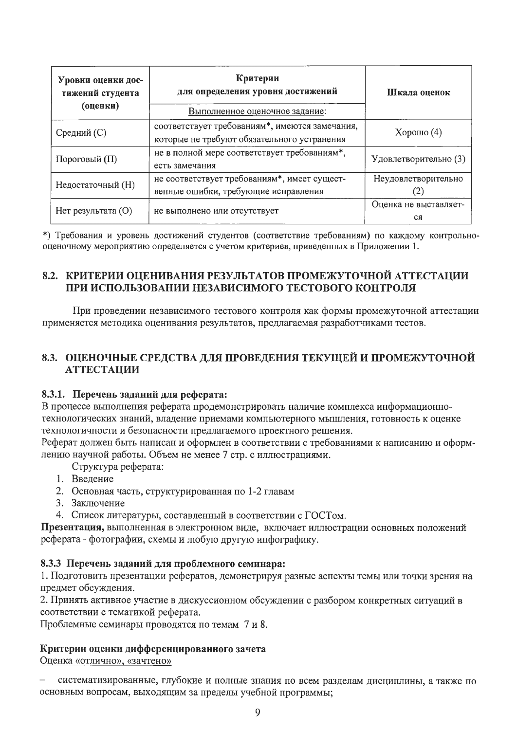| Уровни оценки достижений студента (оценки) | Критерии для определения уровня достижений<br>Выполненное оценочное задание: | Шкала оценок |
|---|---|---|
| Средний (С) | соответствует требованиям*, имеются замечания, которые не требуют обязательного устранения | Хорошо (4) |
| Пороговый (П) | не в полной мере соответствует требованиям*, есть замечания | Удовлетворительно (3) |
| Недостаточный (Н) | не соответствует требованиям*, имеет существенные ошибки, требующие исправления | Неудовлетворительно (2) |
| Нет результата (О) | не выполнено или отсутствует | Оценка не выставляется |

*) Требования и уровень достижений студентов (соответствие требованиям) по каждому контрольно-оценочному мероприятию определяется с учетом критериев, приведенных в Приложении 1.

## 8.2. КРИТЕРИИ ОЦЕНИВАНИЯ РЕЗУЛЬТАТОВ ПРОМЕЖУТОЧНОЙ АТТЕСТАЦИИ ПРИ ИСПОЛЬЗОВАНИИ НЕЗАВИСИМОГО ТЕСТОВОГО КОНТРОЛЯ

При проведении независимого тестового контроля как формы промежуточной аттестации применяется методика оценивания результатов, предлагаемая разработчиками тестов.

## 8.3. ОЦЕНОЧНЫЕ СРЕДСТВА ДЛЯ ПРОВЕДЕНИЯ ТЕКУЩЕЙ И ПРОМЕЖУТОЧНОЙ АТТЕСТАЦИИ

### 8.3.1. Перечень заданий для реферата:

В процессе выполнения реферата продемонстрировать наличие комплекса информационно-технологических знаний, владение приемами компьютерного мышления, готовность к оценке технологичности и безопасности предлагаемого проектного решения.

Реферат должен быть написан и оформлен в соответствии с требованиями к написанию и оформлению научной работы. Объем не менее 7 стр. с иллюстрациями.

Структура реферата:

1. Введение
2. Основная часть, структурированная по 1-2 главам
3. Заключение
4. Список литературы, составленный в соответствии с ГОСТом.

**Презентация,** выполненная в электронном виде, включает иллюстрации основных положений реферата - фотографии, схемы и любую другую инфографику.

### 8.3.3 Перечень заданий для проблемного семинара:

1. Подготовить презентации рефератов, демонстрируя разные аспекты темы или точки зрения на предмет обсуждения.
2. Принять активное участие в дискуссионном обсуждении с разбором конкретных ситуаций в соответствии с тематикой реферата.

Проблемные семинары проводятся по темам 7 и 8.

### Критерии оценки дифференцированного зачета

Оценка «отлично», «зачтено»

- систематизированные, глубокие и полные знания по всем разделам дисциплины, а также по основным вопросам, выходящим за пределы учебной программы;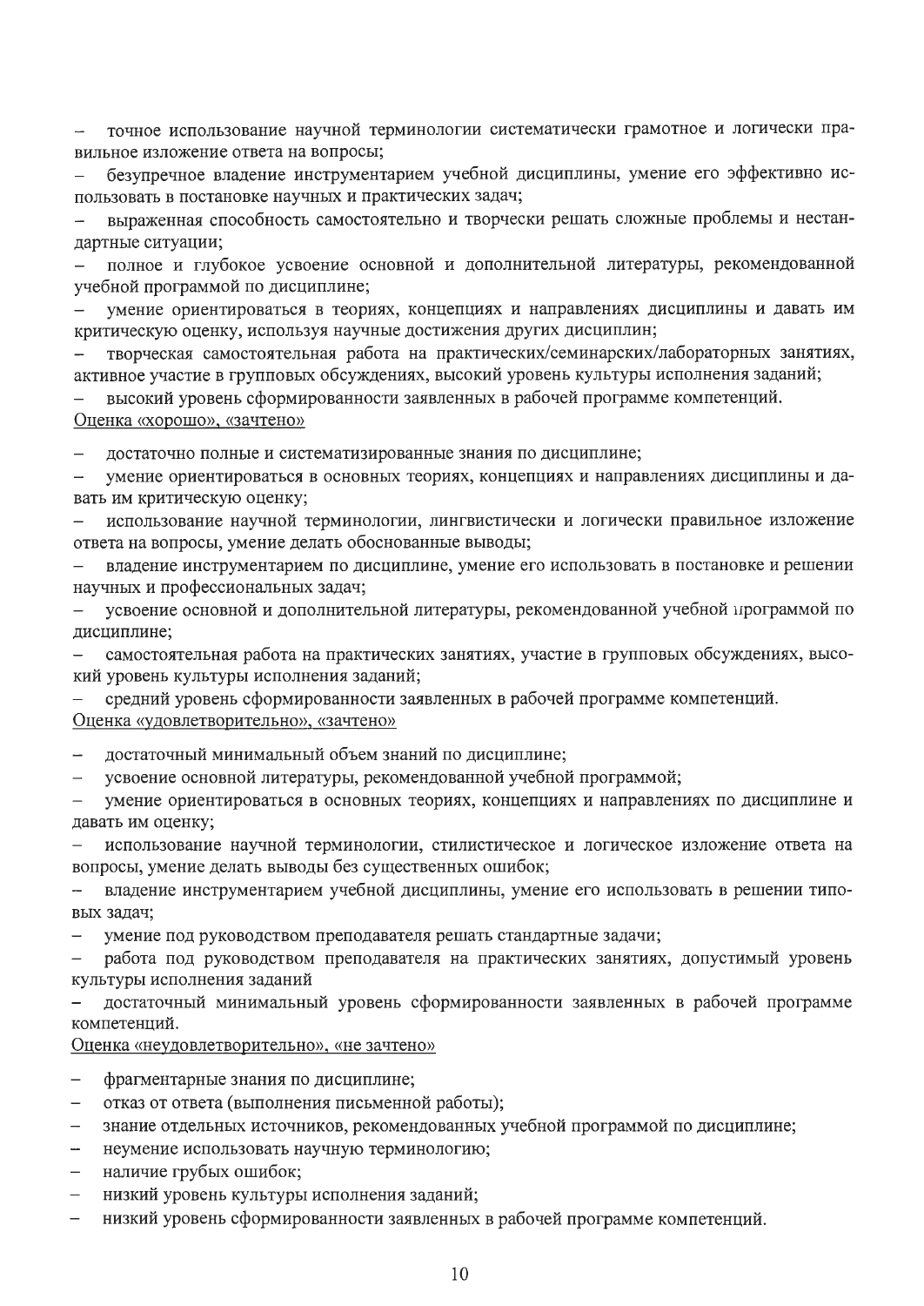- точное использование научной терминологии систематически грамотное и логически правильное изложение ответа на вопросы;
- безупречное владение инструментарием учебной дисциплины, умение его эффективно использовать в постановке научных и практических задач;
- выраженная способность самостоятельно и творчески решать сложные проблемы и нестандартные ситуации;
- полное и глубокое усвоение основной и дополнительной литературы, рекомендованной учебной программой по дисциплине;
- умение ориентироваться в теориях, концепциях и направлениях дисциплины и давать им критическую оценку, используя научные достижения других дисциплин;
- творческая самостоятельная работа на практических/семинарских/лабораторных занятиях, активное участие в групповых обсуждениях, высокий уровень культуры исполнения заданий;
- высокий уровень сформированности заявленных в рабочей программе компетенций.

<u>Оценка «хорошо», «зачтено»</u>

- достаточно полные и систематизированные знания по дисциплине;
- умение ориентироваться в основных теориях, концепциях и направлениях дисциплины и давать им критическую оценку;
- использование научной терминологии, лингвистически и логически правильное изложение ответа на вопросы, умение делать обоснованные выводы;
- владение инструментарием по дисциплине, умение его использовать в постановке и решении научных и профессиональных задач;
- усвоение основной и дополнительной литературы, рекомендованной учебной программой по дисциплине;
- самостоятельная работа на практических занятиях, участие в групповых обсуждениях, высокий уровень культуры исполнения заданий;
- средний уровень сформированности заявленных в рабочей программе компетенций.

<u>Оценка «удовлетворительно», «зачтено»</u>

- достаточный минимальный объем знаний по дисциплине;
- усвоение основной литературы, рекомендованной учебной программой;
- умение ориентироваться в основных теориях, концепциях и направлениях по дисциплине и давать им оценку;
- использование научной терминологии, стилистическое и логическое изложение ответа на вопросы, умение делать выводы без существенных ошибок;
- владение инструментарием учебной дисциплины, умение его использовать в решении типовых задач;
- умение под руководством преподавателя решать стандартные задачи;
- работа под руководством преподавателя на практических занятиях, допустимый уровень культуры исполнения заданий
- достаточный минимальный уровень сформированности заявленных в рабочей программе компетенций.

<u>Оценка «неудовлетворительно», «не зачтено»</u>

- фрагментарные знания по дисциплине;
- отказ от ответа (выполнения письменной работы);
- знание отдельных источников, рекомендованных учебной программой по дисциплине;
- неумение использовать научную терминологию;
- наличие грубых ошибок;
- низкий уровень культуры исполнения заданий;
- низкий уровень сформированности заявленных в рабочей программе компетенций.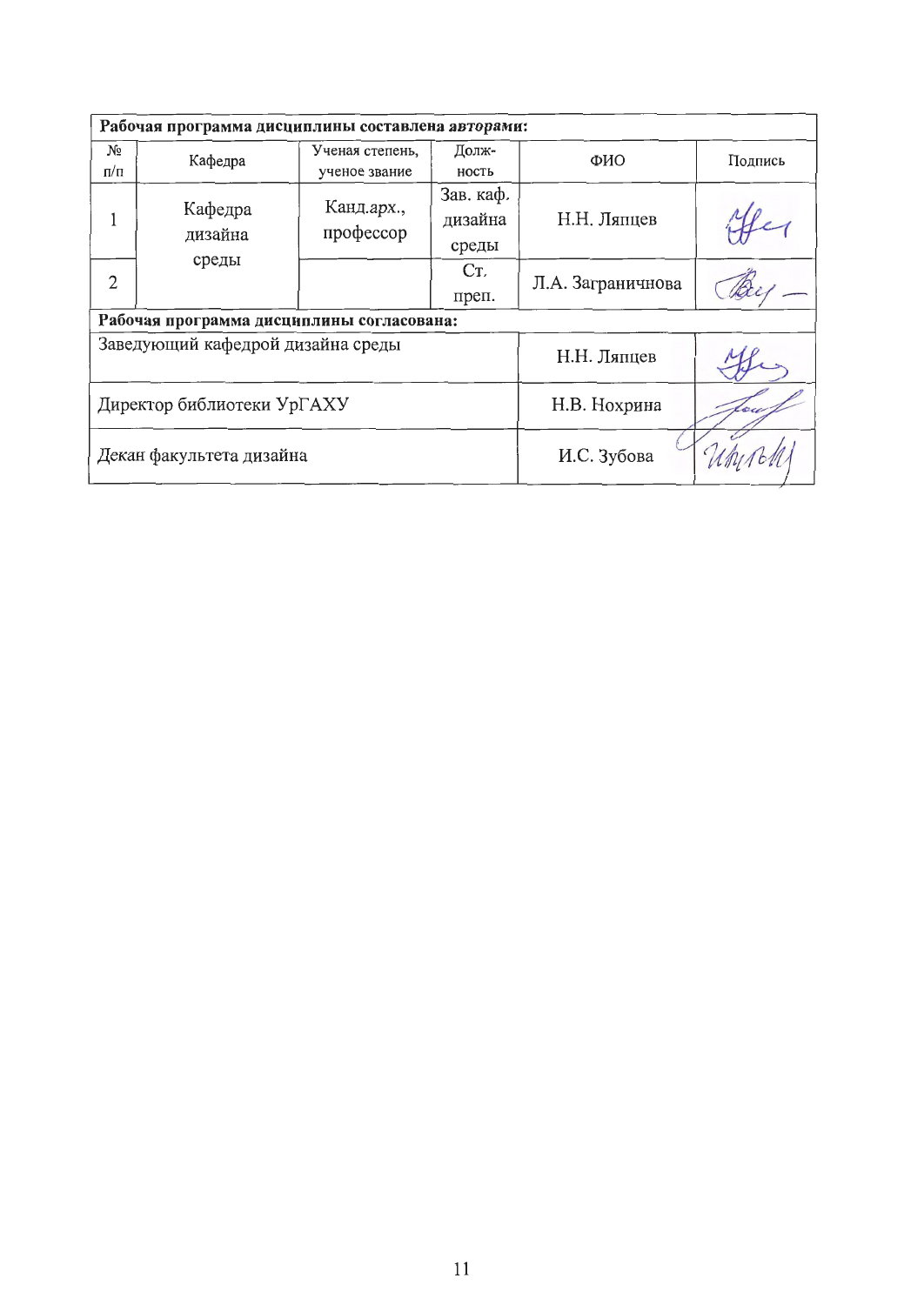| Рабочая программа дисциплины составлена *авторами*: | | | | | |
|---|---|---|---|---|---|
| № п/п | Кафедра | Ученая степень, ученое звание | Долж-ность | ФИО | Подпись |
| 1 | Кафедра дизайна среды | Канд.арх., профессор | Зав. каф. дизайна среды | Н.Н. Ляпцев | |
| 2 | | | Ст. преп. | Л.А. Заграничнова | |
| **Рабочая программа дисциплины согласована:** | | | | | |
| Заведующий кафедрой дизайна среды | | | | Н.Н. Ляпцев | |
| Директор библиотеки УрГАХУ | | | | Н.В. Нохрина | |
| Декан факультета дизайна | | | | И.С. Зубова | |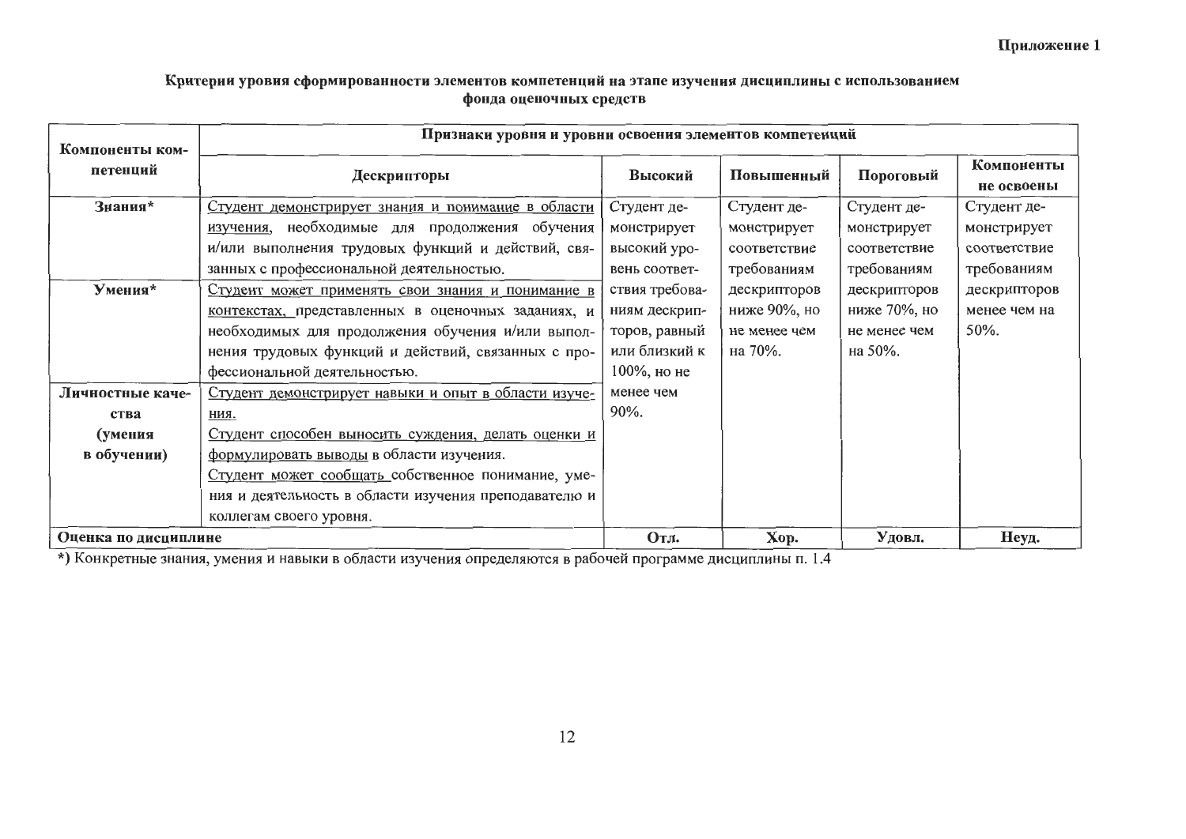**Приложение 1**

**Критерии уровня сформированности элементов компетенций на этапе изучения дисциплины с использованием фонда оценочных средств**

| Компоненты компетенций | Признаки уровня и уровни освоения элементов компетенций | | | | |
|---|---|---|---|---|---|
| | **Дескрипторы** | **Высокий** | **Повышенный** | **Пороговый** | **Компоненты не освоены** |
| **Знания*** | Студент демонстрирует знания и понимание в области изучения, необходимые для продолжения обучения и/или выполнения трудовых функций и действий, связанных с профессиональной деятельностью. | Студент демонстрирует высокий уровень соответствия требованиям дескрипторов, равный или близкий к 100%, но не менее чем 90%. | Студент демонстрирует соответствие требованиям дескрипторов ниже 90%, но не менее чем на 70%. | Студент демонстрирует соответствие требованиям дескрипторов ниже 70%, но не менее чем на 50%. | Студент демонстрирует соответствие требованиям дескрипторов менее чем на 50%. |
| **Умения*** | Студент может применять свои знания и понимание в контекстах, представленных в оценочных заданиях, и необходимых для продолжения обучения и/или выполнения трудовых функций и действий, связанных с профессиональной деятельностью. | | | | |
| **Личностные качества (умения в обучении)** | Студент демонстрирует навыки и опыт в области изучения. Студент способен выносить суждения, делать оценки и формулировать выводы в области изучения. Студент может сообщать собственное понимание, умения и деятельность в области изучения преподавателю и коллегам своего уровня. | | | | |
| **Оценка по дисциплине** | | **Отл.** | **Хор.** | **Удовл.** | **Неуд.** |

*) Конкретные знания, умения и навыки в области изучения определяются в рабочей программе дисциплины п. 1.4